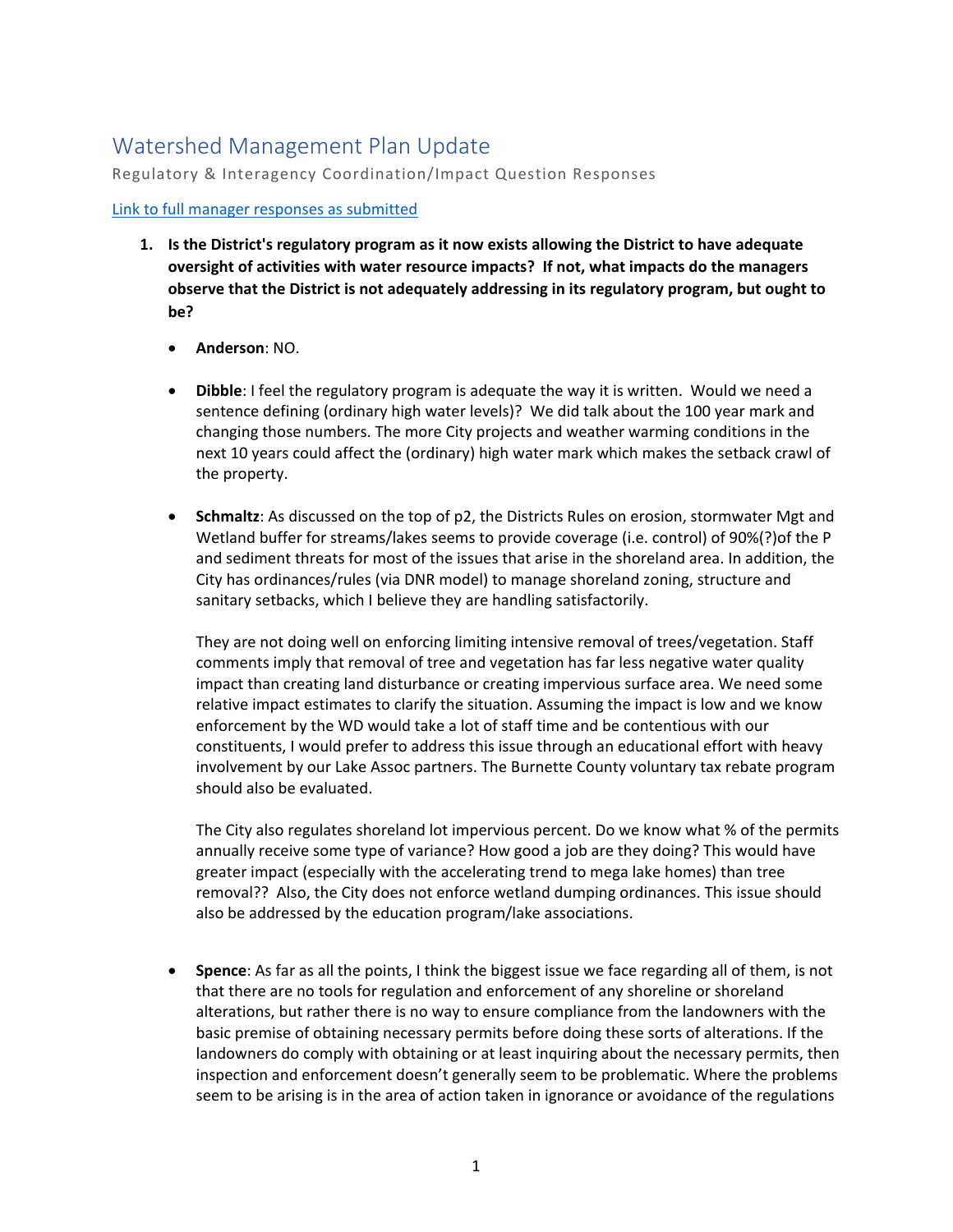# Watershed Management Plan Update

Regulatory & Interagency Coordination/Impact Question Responses

[Link to full manager responses as submitted]

1. **Is the District's regulatory program as it now exists allowing the District to have adequate oversight of activities with water resource impacts? If not, what impacts do the managers observe that the District is not adequately addressing in its regulatory program, but ought to be?**

   - **Anderson**: NO.

   - **Dibble**: I feel the regulatory program is adequate the way it is written. Would we need a sentence defining (ordinary high water levels)? We did talk about the 100 year mark and changing those numbers. The more City projects and weather warming conditions in the next 10 years could affect the (ordinary) high water mark which makes the setback crawl of the property.

   - **Schmaltz**: As discussed on the top of p2, the Districts Rules on erosion, stormwater Mgt and Wetland buffer for streams/lakes seems to provide coverage (i.e. control) of 90%(?)of the P and sediment threats for most of the issues that arise in the shoreland area. In addition, the City has ordinances/rules (via DNR model) to manage shoreland zoning, structure and sanitary setbacks, which I believe they are handling satisfactorily.

     They are not doing well on enforcing limiting intensive removal of trees/vegetation. Staff comments imply that removal of tree and vegetation has far less negative water quality impact than creating land disturbance or creating impervious surface area. We need some relative impact estimates to clarify the situation. Assuming the impact is low and we know enforcement by the WD would take a lot of staff time and be contentious with our constituents, I would prefer to address this issue through an educational effort with heavy involvement by our Lake Assoc partners. The Burnette County voluntary tax rebate program should also be evaluated.

     The City also regulates shoreland lot impervious percent. Do we know what % of the permits annually receive some type of variance? How good a job are they doing? This would have greater impact (especially with the accelerating trend to mega lake homes) than tree removal?? Also, the City does not enforce wetland dumping ordinances. This issue should also be addressed by the education program/lake associations.

   - **Spence**: As far as all the points, I think the biggest issue we face regarding all of them, is not that there are no tools for regulation and enforcement of any shoreline or shoreland alterations, but rather there is no way to ensure compliance from the landowners with the basic premise of obtaining necessary permits before doing these sorts of alterations. If the landowners do comply with obtaining or at least inquiring about the necessary permits, then inspection and enforcement doesn't generally seem to be problematic. Where the problems seem to be arising is in the area of action taken in ignorance or avoidance of the regulations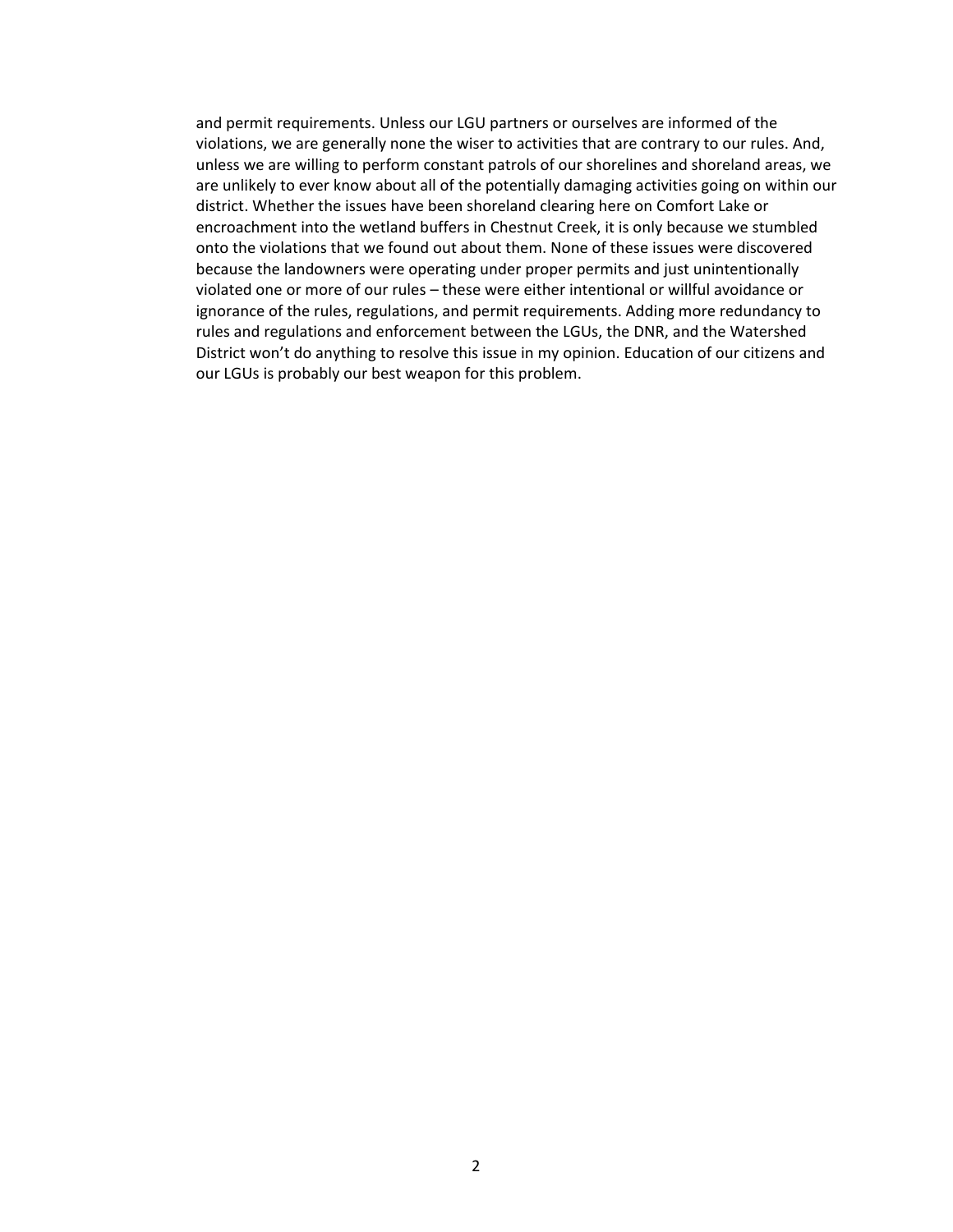and permit requirements. Unless our LGU partners or ourselves are informed of the violations, we are generally none the wiser to activities that are contrary to our rules. And, unless we are willing to perform constant patrols of our shorelines and shoreland areas, we are unlikely to ever know about all of the potentially damaging activities going on within our district. Whether the issues have been shoreland clearing here on Comfort Lake or encroachment into the wetland buffers in Chestnut Creek, it is only because we stumbled onto the violations that we found out about them. None of these issues were discovered because the landowners were operating under proper permits and just unintentionally violated one or more of our rules – these were either intentional or willful avoidance or ignorance of the rules, regulations, and permit requirements. Adding more redundancy to rules and regulations and enforcement between the LGUs, the DNR, and the Watershed District won't do anything to resolve this issue in my opinion. Education of our citizens and our LGUs is probably our best weapon for this problem.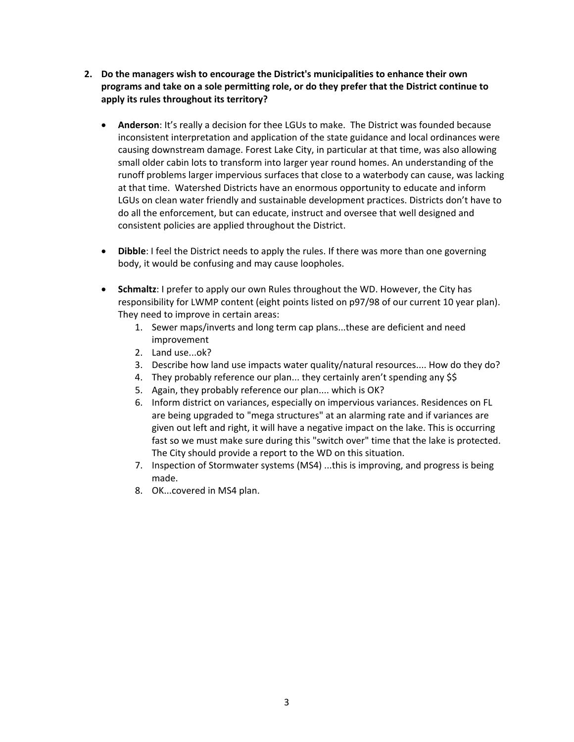2. **Do the managers wish to encourage the District's municipalities to enhance their own programs and take on a sole permitting role, or do they prefer that the District continue to apply its rules throughout its territory?**

   - **Anderson**: It's really a decision for thee LGUs to make. The District was founded because inconsistent interpretation and application of the state guidance and local ordinances were causing downstream damage. Forest Lake City, in particular at that time, was also allowing small older cabin lots to transform into larger year round homes. An understanding of the runoff problems larger impervious surfaces that close to a waterbody can cause, was lacking at that time. Watershed Districts have an enormous opportunity to educate and inform LGUs on clean water friendly and sustainable development practices. Districts don't have to do all the enforcement, but can educate, instruct and oversee that well designed and consistent policies are applied throughout the District.

   - **Dibble**: I feel the District needs to apply the rules. If there was more than one governing body, it would be confusing and may cause loopholes.

   - **Schmaltz**: I prefer to apply our own Rules throughout the WD. However, the City has responsibility for LWMP content (eight points listed on p97/98 of our current 10 year plan). They need to improve in certain areas:
     1. Sewer maps/inverts and long term cap plans...these are deficient and need improvement
     2. Land use...ok?
     3. Describe how land use impacts water quality/natural resources.... How do they do?
     4. They probably reference our plan... they certainly aren't spending any $$
     5. Again, they probably reference our plan.... which is OK?
     6. Inform district on variances, especially on impervious variances. Residences on FL are being upgraded to "mega structures" at an alarming rate and if variances are given out left and right, it will have a negative impact on the lake. This is occurring fast so we must make sure during this "switch over" time that the lake is protected. The City should provide a report to the WD on this situation.
     7. Inspection of Stormwater systems (MS4) ...this is improving, and progress is being made.
     8. OK...covered in MS4 plan.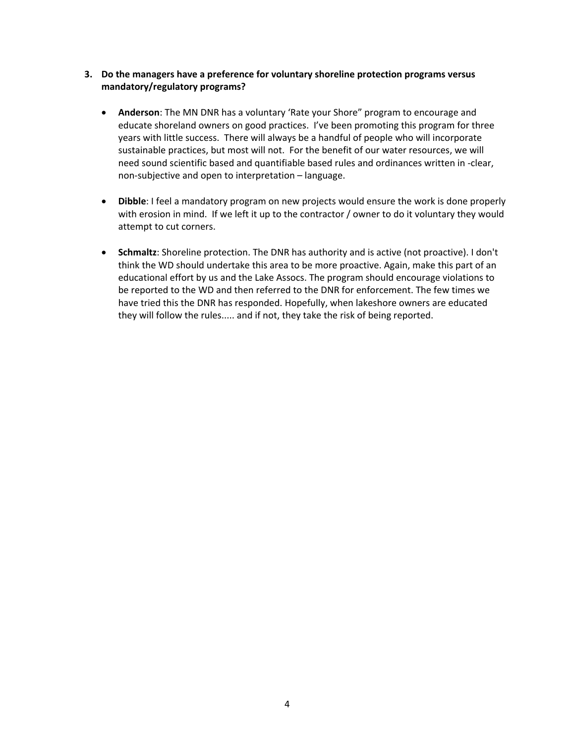3. **Do the managers have a preference for voluntary shoreline protection programs versus mandatory/regulatory programs?**

   - **Anderson**: The MN DNR has a voluntary 'Rate your Shore" program to encourage and educate shoreland owners on good practices. I've been promoting this program for three years with little success. There will always be a handful of people who will incorporate sustainable practices, but most will not. For the benefit of our water resources, we will need sound scientific based and quantifiable based rules and ordinances written in -clear, non-subjective and open to interpretation – language.

   - **Dibble**: I feel a mandatory program on new projects would ensure the work is done properly with erosion in mind. If we left it up to the contractor / owner to do it voluntary they would attempt to cut corners.

   - **Schmaltz**: Shoreline protection. The DNR has authority and is active (not proactive). I don't think the WD should undertake this area to be more proactive. Again, make this part of an educational effort by us and the Lake Assocs. The program should encourage violations to be reported to the WD and then referred to the DNR for enforcement. The few times we have tried this the DNR has responded. Hopefully, when lakeshore owners are educated they will follow the rules..... and if not, they take the risk of being reported.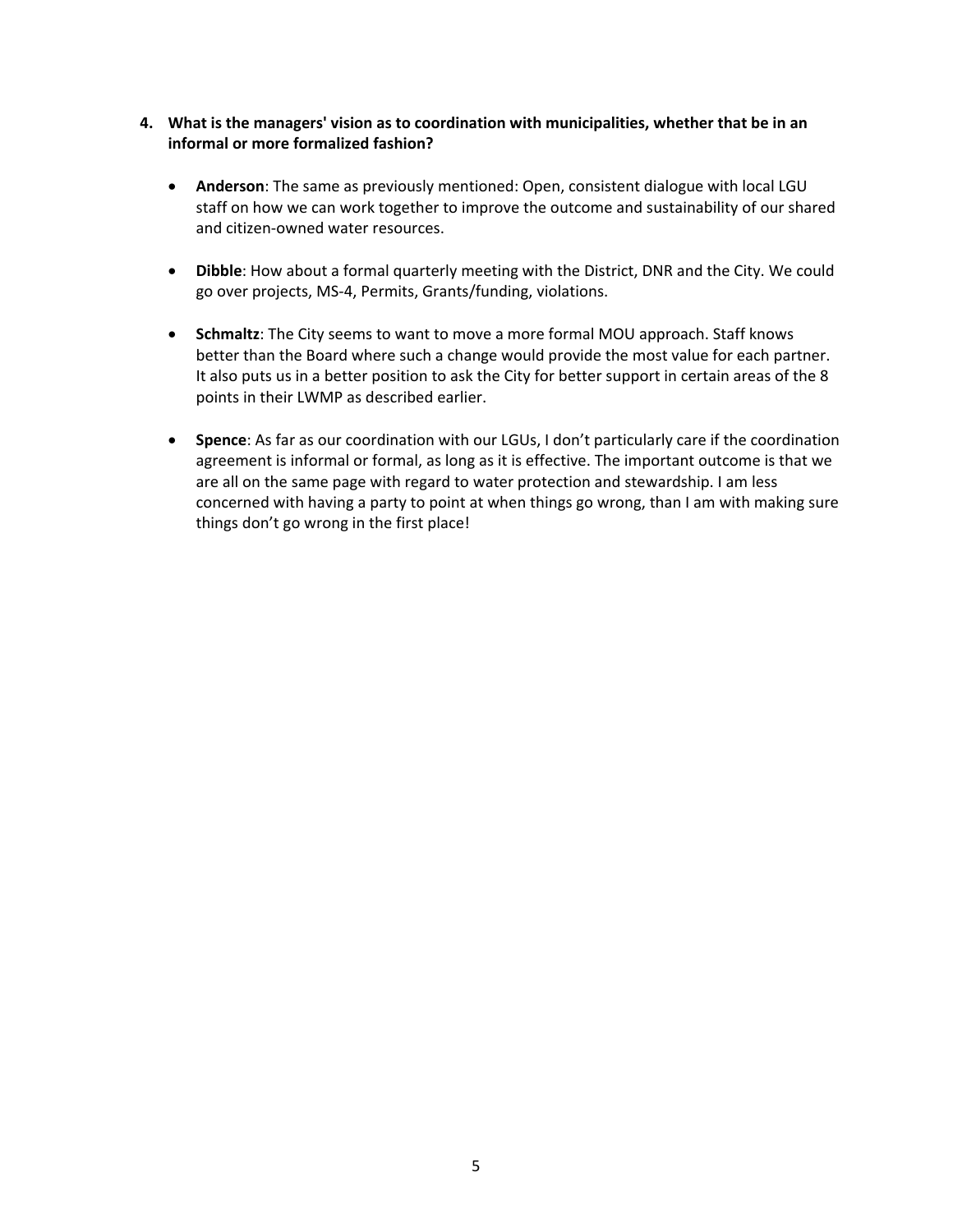**4. What is the managers' vision as to coordination with municipalities, whether that be in an informal or more formalized fashion?**

- **Anderson**: The same as previously mentioned: Open, consistent dialogue with local LGU staff on how we can work together to improve the outcome and sustainability of our shared and citizen-owned water resources.

- **Dibble**: How about a formal quarterly meeting with the District, DNR and the City. We could go over projects, MS-4, Permits, Grants/funding, violations.

- **Schmaltz**: The City seems to want to move a more formal MOU approach. Staff knows better than the Board where such a change would provide the most value for each partner. It also puts us in a better position to ask the City for better support in certain areas of the 8 points in their LWMP as described earlier.

- **Spence**: As far as our coordination with our LGUs, I don't particularly care if the coordination agreement is informal or formal, as long as it is effective. The important outcome is that we are all on the same page with regard to water protection and stewardship. I am less concerned with having a party to point at when things go wrong, than I am with making sure things don't go wrong in the first place!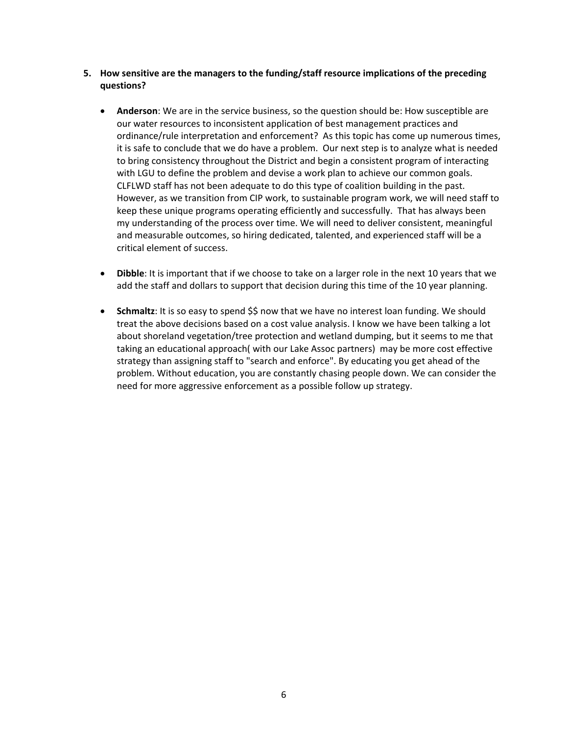5. **How sensitive are the managers to the funding/staff resource implications of the preceding questions?**

   - **Anderson**: We are in the service business, so the question should be: How susceptible are our water resources to inconsistent application of best management practices and ordinance/rule interpretation and enforcement? As this topic has come up numerous times, it is safe to conclude that we do have a problem. Our next step is to analyze what is needed to bring consistency throughout the District and begin a consistent program of interacting with LGU to define the problem and devise a work plan to achieve our common goals. CLFLWD staff has not been adequate to do this type of coalition building in the past. However, as we transition from CIP work, to sustainable program work, we will need staff to keep these unique programs operating efficiently and successfully. That has always been my understanding of the process over time. We will need to deliver consistent, meaningful and measurable outcomes, so hiring dedicated, talented, and experienced staff will be a critical element of success.

   - **Dibble**: It is important that if we choose to take on a larger role in the next 10 years that we add the staff and dollars to support that decision during this time of the 10 year planning.

   - **Schmaltz**: It is so easy to spend $$ now that we have no interest loan funding. We should treat the above decisions based on a cost value analysis. I know we have been talking a lot about shoreland vegetation/tree protection and wetland dumping, but it seems to me that taking an educational approach( with our Lake Assoc partners) may be more cost effective strategy than assigning staff to "search and enforce". By educating you get ahead of the problem. Without education, you are constantly chasing people down. We can consider the need for more aggressive enforcement as a possible follow up strategy.